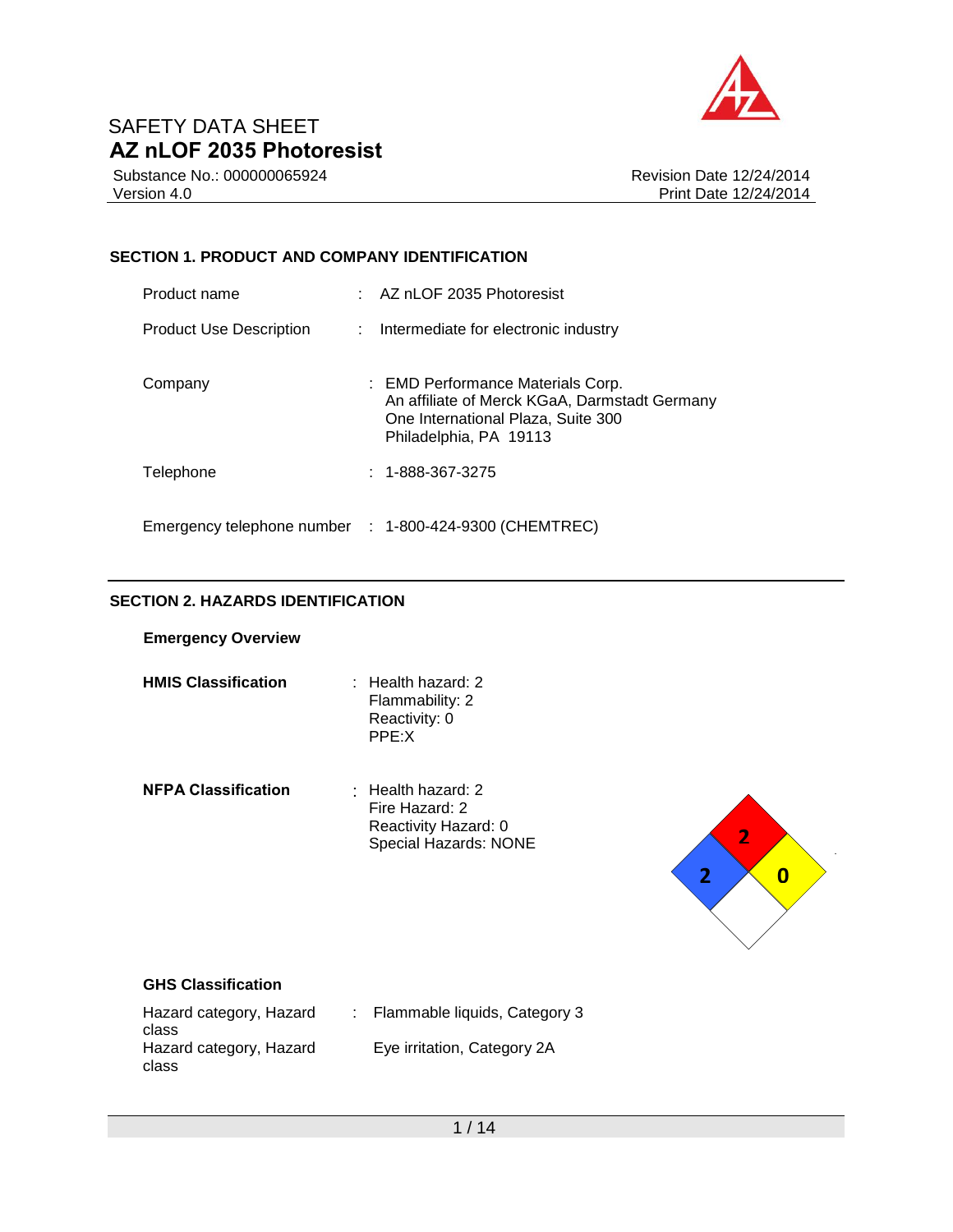# SAFETY DATA SHEET

## AZ nLOF 2035 Photoresist

Substance No.: 000000065924
Version 4.0

Revision Date 12/24/2014
Print Date 12/24/2014

### SECTION 1. PRODUCT AND COMPANY IDENTIFICATION

| | | |
|---|---|---|
| Product name | : | AZ nLOF 2035 Photoresist |
| Product Use Description | : | Intermediate for electronic industry |
| Company | : | EMD Performance Materials Corp.<br>An affiliate of Merck KGaA, Darmstadt Germany<br>One International Plaza, Suite 300<br>Philadelphia, PA 19113 |
| Telephone | : | 1-888-367-3275 |
| Emergency telephone number | : | 1-800-424-9300 (CHEMTREC) |

### SECTION 2. HAZARDS IDENTIFICATION

**Emergency Overview**

| | | |
|---|---|---|
| **HMIS Classification** | : | Health hazard: 2<br>Flammability: 2<br>Reactivity: 0<br>PPE:X |
| **NFPA Classification** | : | Health hazard: 2<br>Fire Hazard: 2<br>Reactivity Hazard: 0<br>Special Hazards: NONE |

**GHS Classification**

| | | |
|---|---|---|
| Hazard category, Hazard class | : | Flammable liquids, Category 3 |
| Hazard category, Hazard class | | Eye irritation, Category 2A |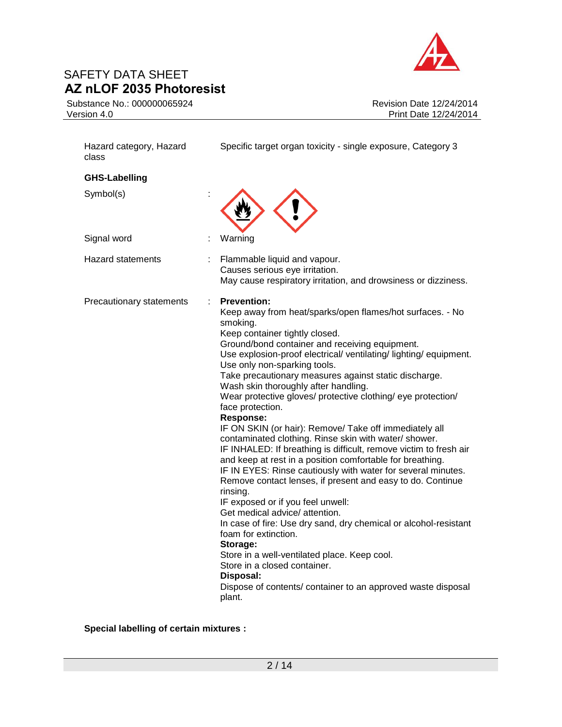| | | |
|---|---|---|
| Hazard category, Hazard class | | Specific target organ toxicity - single exposure, Category 3 |

**GHS-Labelling**

| | | |
|---|---|---|
| Symbol(s) | : | |
| Signal word | : | Warning |
| Hazard statements | : | Flammable liquid and vapour.<br>Causes serious eye irritation.<br>May cause respiratory irritation, and drowsiness or dizziness. |
| Precautionary statements | : | **Prevention:**<br>Keep away from heat/sparks/open flames/hot surfaces. - No smoking.<br>Keep container tightly closed.<br>Ground/bond container and receiving equipment.<br>Use explosion-proof electrical/ ventilating/ lighting/ equipment.<br>Use only non-sparking tools.<br>Take precautionary measures against static discharge.<br>Wash skin thoroughly after handling.<br>Wear protective gloves/ protective clothing/ eye protection/ face protection.<br>**Response:**<br>IF ON SKIN (or hair): Remove/ Take off immediately all contaminated clothing. Rinse skin with water/ shower.<br>IF INHALED: If breathing is difficult, remove victim to fresh air and keep at rest in a position comfortable for breathing.<br>IF IN EYES: Rinse cautiously with water for several minutes. Remove contact lenses, if present and easy to do. Continue rinsing.<br>IF exposed or if you feel unwell:<br>Get medical advice/ attention.<br>In case of fire: Use dry sand, dry chemical or alcohol-resistant foam for extinction.<br>**Storage:**<br>Store in a well-ventilated place. Keep cool.<br>Store in a closed container.<br>**Disposal:**<br>Dispose of contents/ container to an approved waste disposal plant. |

**Special labelling of certain mixtures :**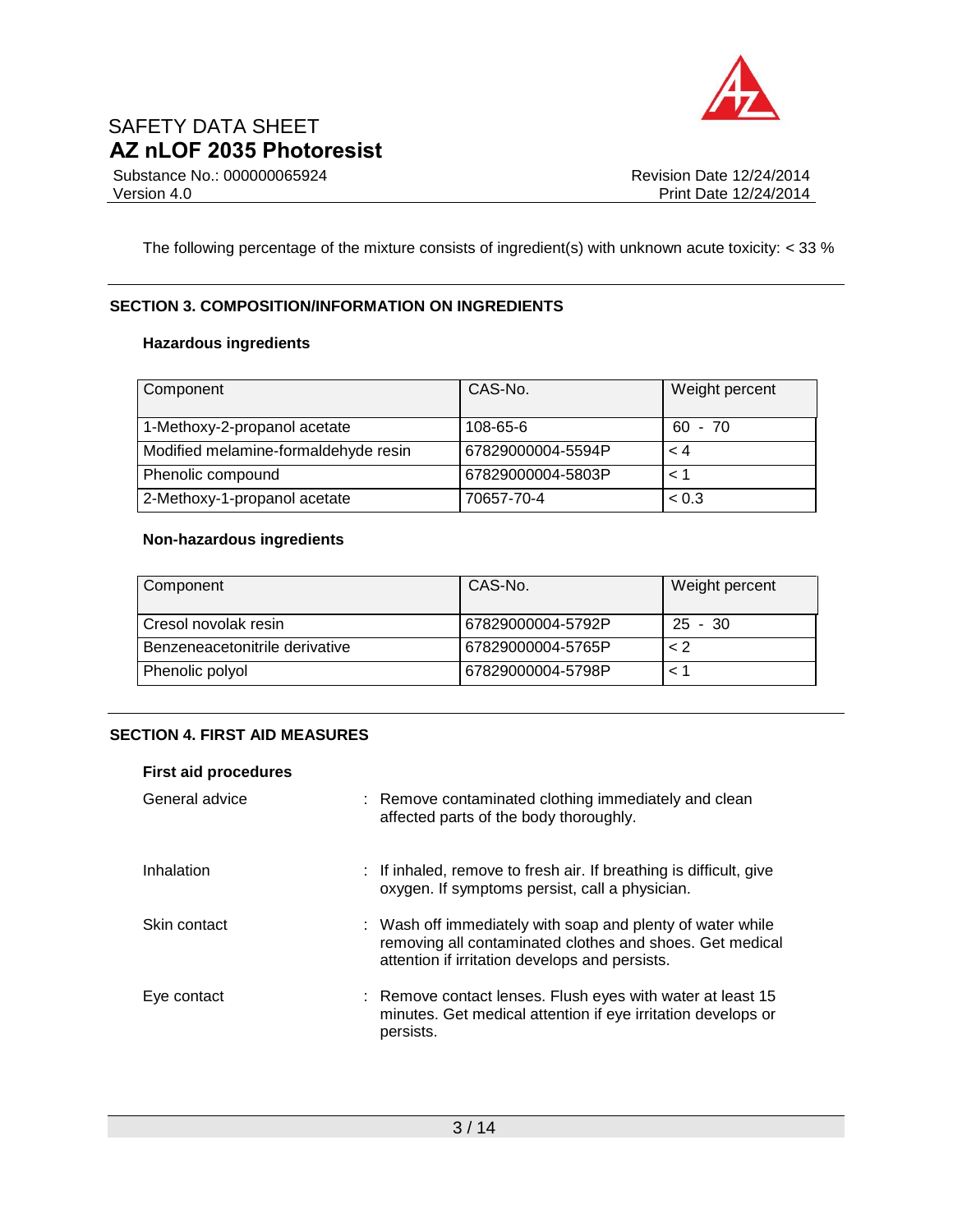The following percentage of the mixture consists of ingredient(s) with unknown acute toxicity: < 33 %

## SECTION 3. COMPOSITION/INFORMATION ON INGREDIENTS

### Hazardous ingredients

| Component | CAS-No. | Weight percent |
|---|---|---|
| 1-Methoxy-2-propanol acetate | 108-65-6 | 60 - 70 |
| Modified melamine-formaldehyde resin | 67829000004-5594P | < 4 |
| Phenolic compound | 67829000004-5803P | < 1 |
| 2-Methoxy-1-propanol acetate | 70657-70-4 | < 0.3 |

### Non-hazardous ingredients

| Component | CAS-No. | Weight percent |
|---|---|---|
| Cresol novolak resin | 67829000004-5792P | 25 - 30 |
| Benzeneacetonitrile derivative | 67829000004-5765P | < 2 |
| Phenolic polyol | 67829000004-5798P | < 1 |

## SECTION 4. FIRST AID MEASURES

### First aid procedures

General advice : Remove contaminated clothing immediately and clean affected parts of the body thoroughly.

Inhalation : If inhaled, remove to fresh air. If breathing is difficult, give oxygen. If symptoms persist, call a physician.

Skin contact : Wash off immediately with soap and plenty of water while removing all contaminated clothes and shoes. Get medical attention if irritation develops and persists.

Eye contact : Remove contact lenses. Flush eyes with water at least 15 minutes. Get medical attention if eye irritation develops or persists.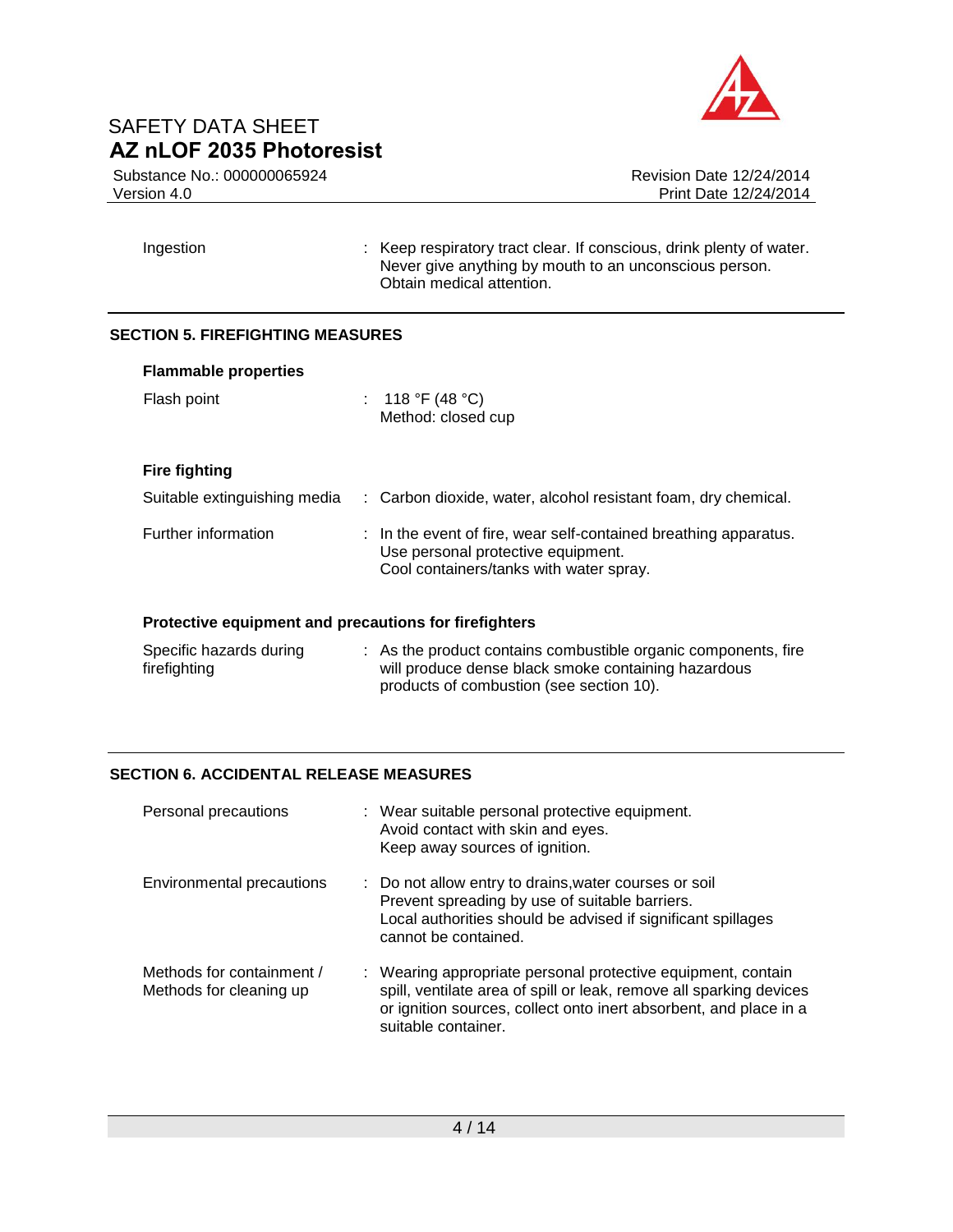| | | |
|---|---|---|
| Ingestion | : | Keep respiratory tract clear. If conscious, drink plenty of water. Never give anything by mouth to an unconscious person. Obtain medical attention. |

## SECTION 5. FIREFIGHTING MEASURES

**Flammable properties**

| | | |
|---|---|---|
| Flash point | : | 118 °F (48 °C)<br>Method: closed cup |

**Fire fighting**

| | | |
|---|---|---|
| Suitable extinguishing media | : | Carbon dioxide, water, alcohol resistant foam, dry chemical. |
| Further information | : | In the event of fire, wear self-contained breathing apparatus.<br>Use personal protective equipment.<br>Cool containers/tanks with water spray. |

**Protective equipment and precautions for firefighters**

| | | |
|---|---|---|
| Specific hazards during firefighting | : | As the product contains combustible organic components, fire will produce dense black smoke containing hazardous products of combustion (see section 10). |

## SECTION 6. ACCIDENTAL RELEASE MEASURES

| | | |
|---|---|---|
| Personal precautions | : | Wear suitable personal protective equipment.<br>Avoid contact with skin and eyes.<br>Keep away sources of ignition. |
| Environmental precautions | : | Do not allow entry to drains,water courses or soil<br>Prevent spreading by use of suitable barriers.<br>Local authorities should be advised if significant spillages cannot be contained. |
| Methods for containment / Methods for cleaning up | : | Wearing appropriate personal protective equipment, contain spill, ventilate area of spill or leak, remove all sparking devices or ignition sources, collect onto inert absorbent, and place in a suitable container. |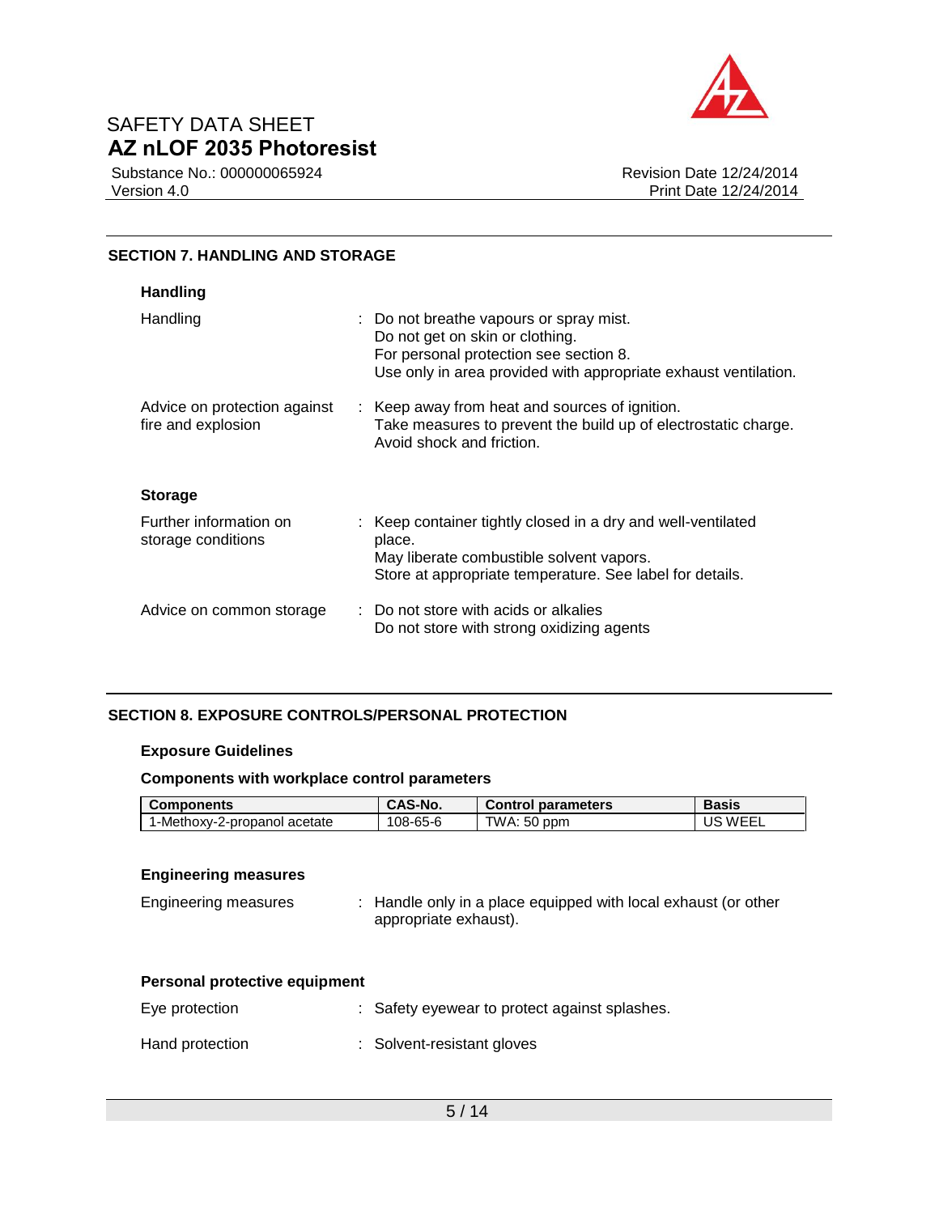## SECTION 7. HANDLING AND STORAGE

### Handling

| | |
|---|---|
| Handling | : Do not breathe vapours or spray mist.<br>Do not get on skin or clothing.<br>For personal protection see section 8.<br>Use only in area provided with appropriate exhaust ventilation. |
| Advice on protection against fire and explosion | : Keep away from heat and sources of ignition.<br>Take measures to prevent the build up of electrostatic charge.<br>Avoid shock and friction. |

### Storage

| | |
|---|---|
| Further information on storage conditions | : Keep container tightly closed in a dry and well-ventilated place.<br>May liberate combustible solvent vapors.<br>Store at appropriate temperature. See label for details. |
| Advice on common storage | : Do not store with acids or alkalies<br>Do not store with strong oxidizing agents |

## SECTION 8. EXPOSURE CONTROLS/PERSONAL PROTECTION

### Exposure Guidelines

**Components with workplace control parameters**

| Components | CAS-No. | Control parameters | Basis |
|---|---|---|---|
| 1-Methoxy-2-propanol acetate | 108-65-6 | TWA: 50 ppm | US WEEL |

### Engineering measures

| | |
|---|---|
| Engineering measures | : Handle only in a place equipped with local exhaust (or other appropriate exhaust). |

### Personal protective equipment

| | |
|---|---|
| Eye protection | : Safety eyewear to protect against splashes. |
| Hand protection | : Solvent-resistant gloves |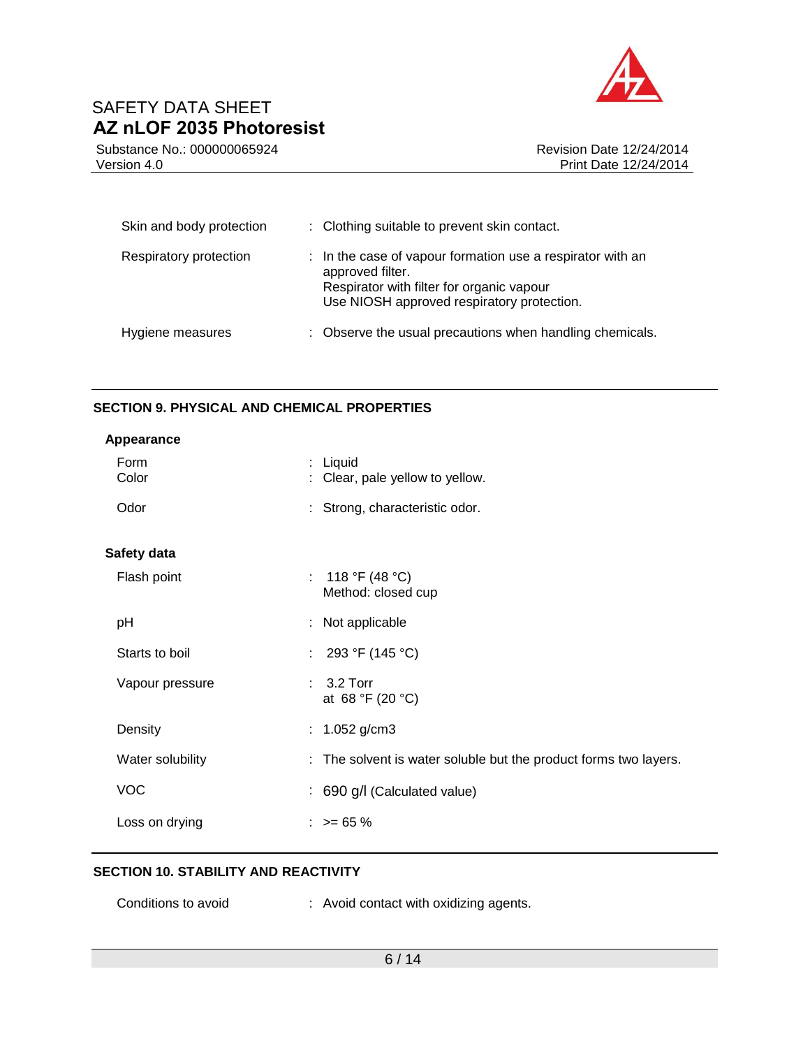| | |
|---|---|
| Skin and body protection | : Clothing suitable to prevent skin contact. |
| Respiratory protection | : In the case of vapour formation use a respirator with an approved filter.<br>Respirator with filter for organic vapour<br>Use NIOSH approved respiratory protection. |
| Hygiene measures | : Observe the usual precautions when handling chemicals. |

## SECTION 9. PHYSICAL AND CHEMICAL PROPERTIES

**Appearance**

| | |
|---|---|
| Form | : Liquid |
| Color | : Clear, pale yellow to yellow. |
| Odor | : Strong, characteristic odor. |

**Safety data**

| | |
|---|---|
| Flash point | : 118 °F (48 °C)<br>Method: closed cup |
| pH | : Not applicable |
| Starts to boil | : 293 °F (145 °C) |
| Vapour pressure | : 3.2 Torr<br>at 68 °F (20 °C) |
| Density | : 1.052 g/cm3 |
| Water solubility | : The solvent is water soluble but the product forms two layers. |
| VOC | : 690 g/l (Calculated value) |
| Loss on drying | : >= 65 % |

## SECTION 10. STABILITY AND REACTIVITY

| | |
|---|---|
| Conditions to avoid | : Avoid contact with oxidizing agents. |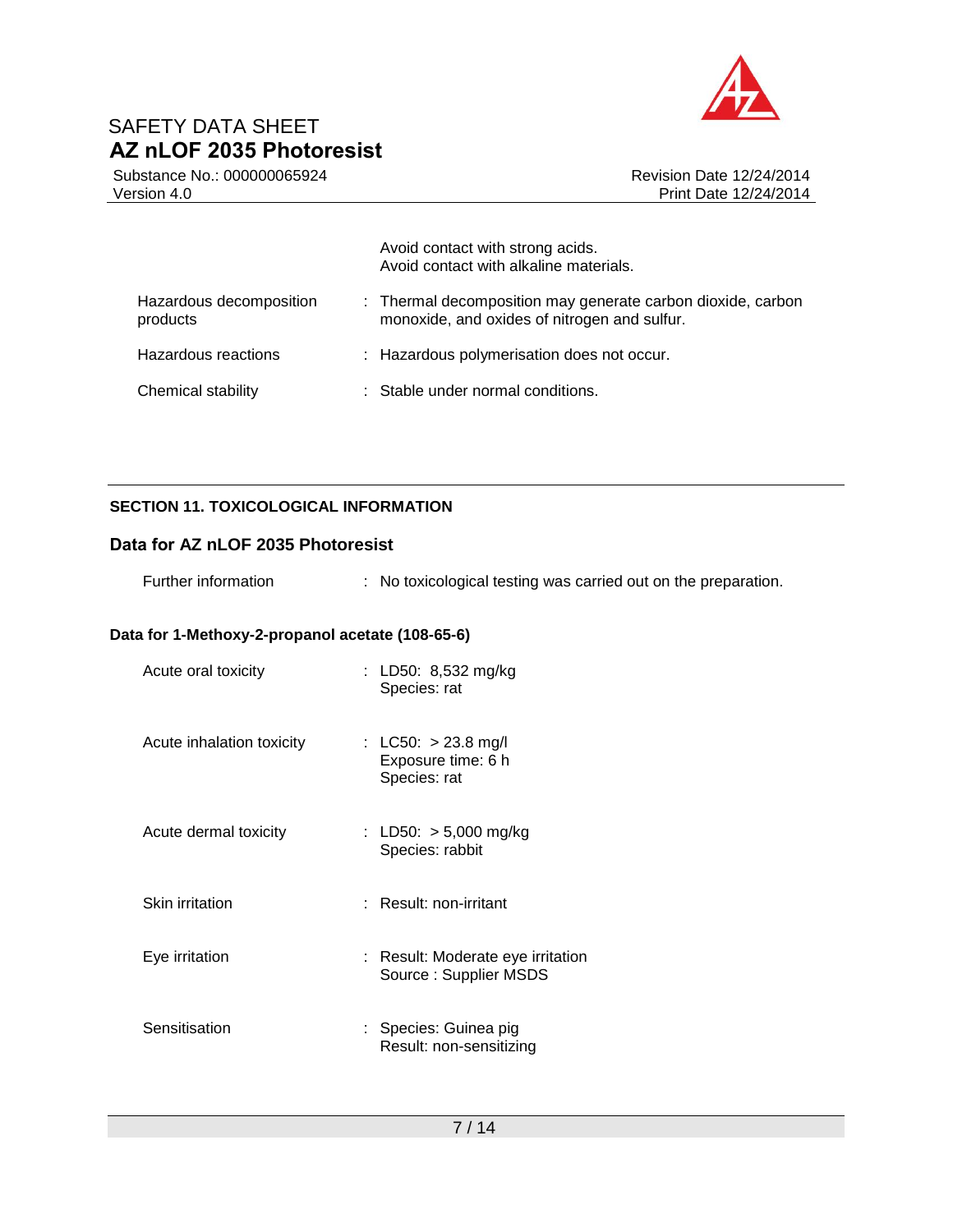Avoid contact with strong acids.
Avoid contact with alkaline materials.

| | | |
|---|---|---|
| Hazardous decomposition products | : | Thermal decomposition may generate carbon dioxide, carbon monoxide, and oxides of nitrogen and sulfur. |
| Hazardous reactions | : | Hazardous polymerisation does not occur. |
| Chemical stability | : | Stable under normal conditions. |

## SECTION 11. TOXICOLOGICAL INFORMATION

### Data for AZ nLOF 2035 Photoresist

| | | |
|---|---|---|
| Further information | : | No toxicological testing was carried out on the preparation. |

### Data for 1-Methoxy-2-propanol acetate (108-65-6)

| | | |
|---|---|---|
| Acute oral toxicity | : | LD50: 8,532 mg/kg<br>Species: rat |
| Acute inhalation toxicity | : | LC50: > 23.8 mg/l<br>Exposure time: 6 h<br>Species: rat |
| Acute dermal toxicity | : | LD50: > 5,000 mg/kg<br>Species: rabbit |
| Skin irritation | : | Result: non-irritant |
| Eye irritation | : | Result: Moderate eye irritation<br>Source : Supplier MSDS |
| Sensitisation | : | Species: Guinea pig<br>Result: non-sensitizing |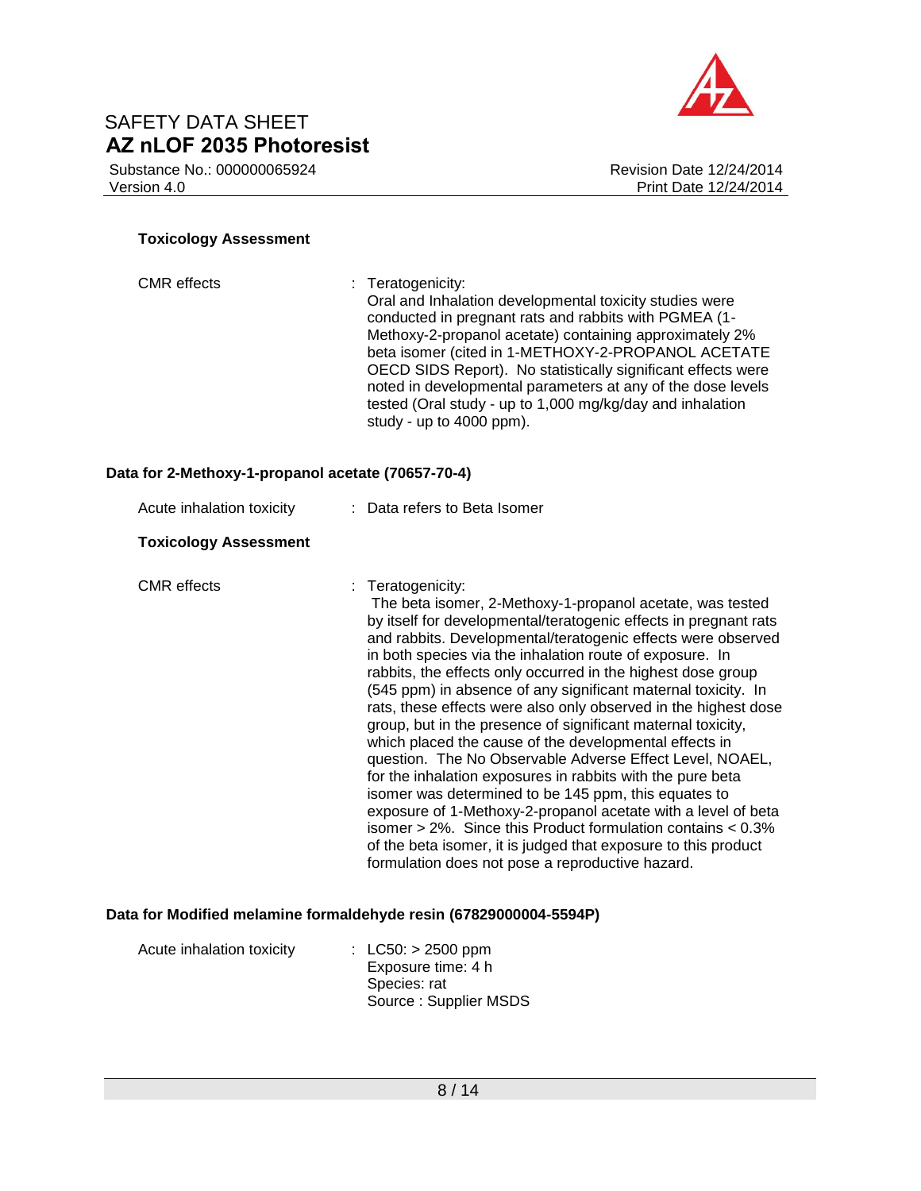**Toxicology Assessment**

CMR effects : Teratogenicity:
Oral and Inhalation developmental toxicity studies were conducted in pregnant rats and rabbits with PGMEA (1-Methoxy-2-propanol acetate) containing approximately 2% beta isomer (cited in 1-METHOXY-2-PROPANOL ACETATE OECD SIDS Report). No statistically significant effects were noted in developmental parameters at any of the dose levels tested (Oral study - up to 1,000 mg/kg/day and inhalation study - up to 4000 ppm).

**Data for 2-Methoxy-1-propanol acetate (70657-70-4)**

Acute inhalation toxicity : Data refers to Beta Isomer

**Toxicology Assessment**

CMR effects : Teratogenicity:
The beta isomer, 2-Methoxy-1-propanol acetate, was tested by itself for developmental/teratogenic effects in pregnant rats and rabbits. Developmental/teratogenic effects were observed in both species via the inhalation route of exposure. In rabbits, the effects only occurred in the highest dose group (545 ppm) in absence of any significant maternal toxicity. In rats, these effects were also only observed in the highest dose group, but in the presence of significant maternal toxicity, which placed the cause of the developmental effects in question. The No Observable Adverse Effect Level, NOAEL, for the inhalation exposures in rabbits with the pure beta isomer was determined to be 145 ppm, this equates to exposure of 1-Methoxy-2-propanol acetate with a level of beta isomer > 2%. Since this Product formulation contains < 0.3% of the beta isomer, it is judged that exposure to this product formulation does not pose a reproductive hazard.

**Data for Modified melamine formaldehyde resin (67829000004-5594P)**

Acute inhalation toxicity : LC50: > 2500 ppm
Exposure time: 4 h
Species: rat
Source : Supplier MSDS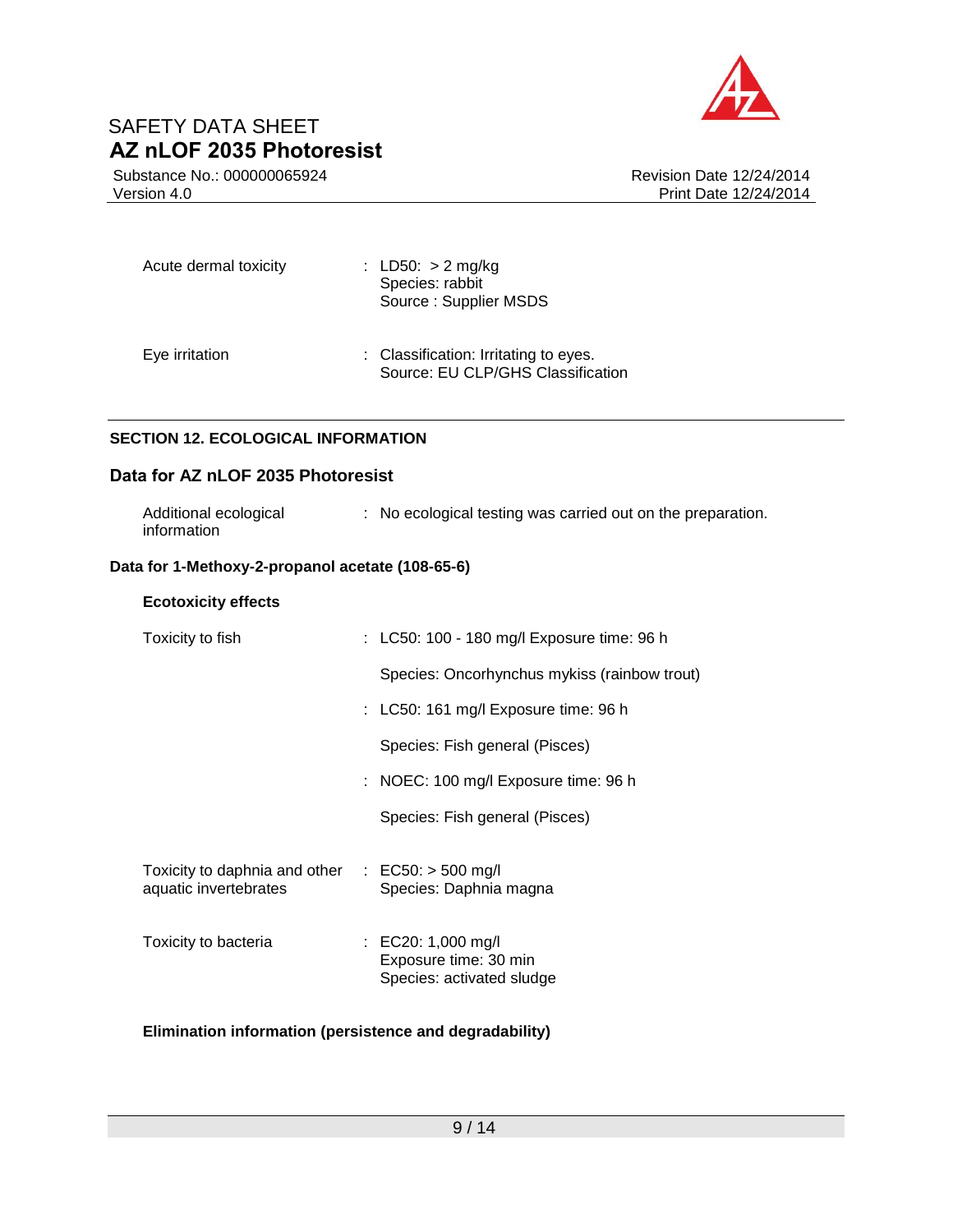Acute dermal toxicity : LD50: > 2 mg/kg
Species: rabbit
Source : Supplier MSDS

Eye irritation : Classification: Irritating to eyes.
Source: EU CLP/GHS Classification

## SECTION 12. ECOLOGICAL INFORMATION

### Data for AZ nLOF 2035 Photoresist

Additional ecological information : No ecological testing was carried out on the preparation.

### Data for 1-Methoxy-2-propanol acetate (108-65-6)

**Ecotoxicity effects**

Toxicity to fish : LC50: 100 - 180 mg/l Exposure time: 96 h

Species: Oncorhynchus mykiss (rainbow trout)

: LC50: 161 mg/l Exposure time: 96 h

Species: Fish general (Pisces)

: NOEC: 100 mg/l Exposure time: 96 h

Species: Fish general (Pisces)

Toxicity to daphnia and other aquatic invertebrates : EC50: > 500 mg/l
Species: Daphnia magna

Toxicity to bacteria : EC20: 1,000 mg/l
Exposure time: 30 min
Species: activated sludge

**Elimination information (persistence and degradability)**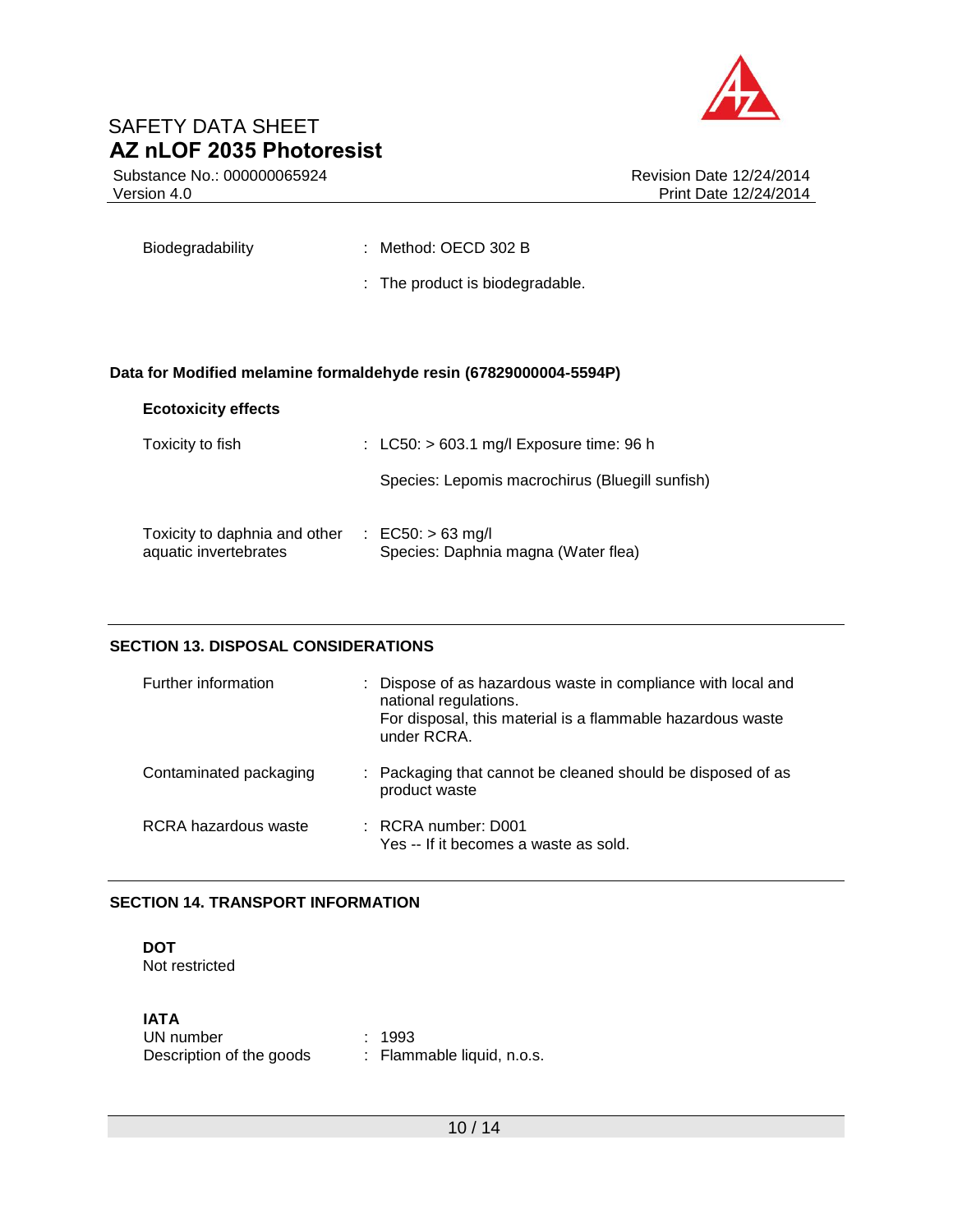Biodegradability : Method: OECD 302 B

: The product is biodegradable.

**Data for Modified melamine formaldehyde resin (67829000004-5594P)**

**Ecotoxicity effects**

| | |
|---|---|
| Toxicity to fish | LC50: > 603.1 mg/l Exposure time: 96 h<br>Species: Lepomis macrochirus (Bluegill sunfish) |
| Toxicity to daphnia and other aquatic invertebrates | EC50: > 63 mg/l<br>Species: Daphnia magna (Water flea) |

## SECTION 13. DISPOSAL CONSIDERATIONS

| | |
|---|---|
| Further information | Dispose of as hazardous waste in compliance with local and national regulations.<br>For disposal, this material is a flammable hazardous waste under RCRA. |
| Contaminated packaging | Packaging that cannot be cleaned should be disposed of as product waste |
| RCRA hazardous waste | RCRA number: D001<br>Yes -- If it becomes a waste as sold. |

## SECTION 14. TRANSPORT INFORMATION

**DOT**
Not restricted

**IATA**

| | |
|---|---|
| UN number | 1993 |
| Description of the goods | Flammable liquid, n.o.s. |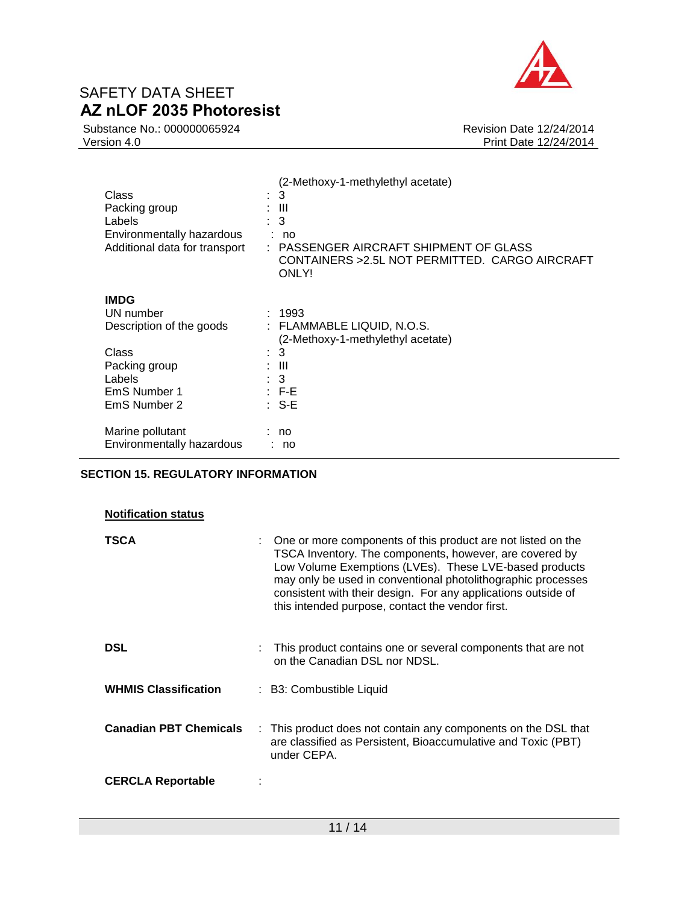(2-Methoxy-1-methylethyl acetate)

| | |
|---|---|
| Class | : 3 |
| Packing group | : III |
| Labels | : 3 |
| Environmentally hazardous | : no |
| Additional data for transport | : PASSENGER AIRCRAFT SHIPMENT OF GLASS CONTAINERS >2.5L NOT PERMITTED. CARGO AIRCRAFT ONLY! |

**IMDG**

| | |
|---|---|
| UN number | : 1993 |
| Description of the goods | : FLAMMABLE LIQUID, N.O.S. (2-Methoxy-1-methylethyl acetate) |
| Class | : 3 |
| Packing group | : III |
| Labels | : 3 |
| EmS Number 1 | : F-E |
| EmS Number 2 | : S-E |
| Marine pollutant | : no |
| Environmentally hazardous | : no |

## SECTION 15. REGULATORY INFORMATION

**Notification status**

**TSCA** : One or more components of this product are not listed on the TSCA Inventory. The components, however, are covered by Low Volume Exemptions (LVEs). These LVE-based products may only be used in conventional photolithographic processes consistent with their design. For any applications outside of this intended purpose, contact the vendor first.

**DSL** : This product contains one or several components that are not on the Canadian DSL nor NDSL.

**WHMIS Classification** : B3: Combustible Liquid

**Canadian PBT Chemicals** : This product does not contain any components on the DSL that are classified as Persistent, Bioaccumulative and Toxic (PBT) under CEPA.

**CERCLA Reportable** :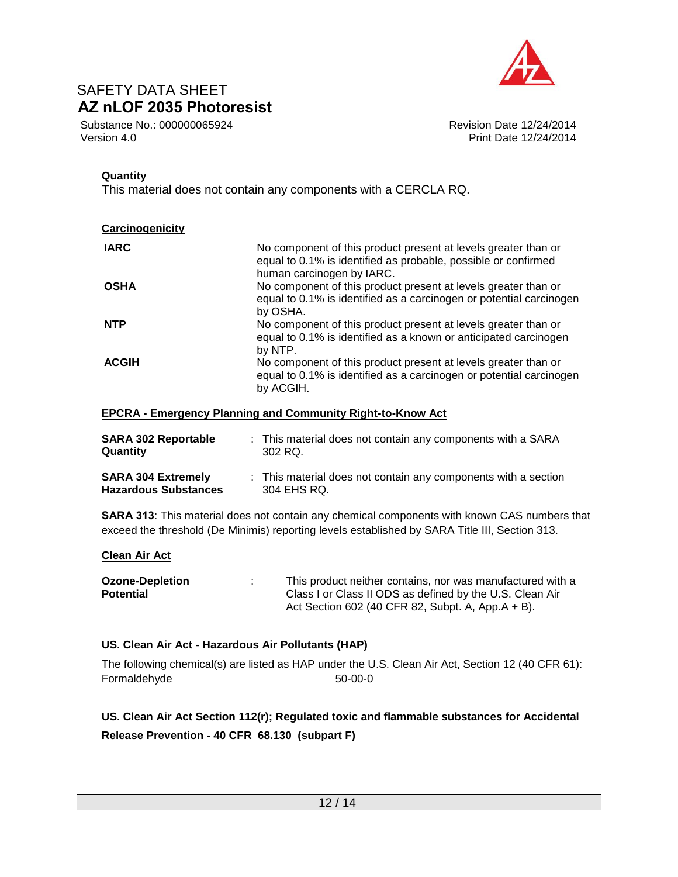**Quantity**

This material does not contain any components with a CERCLA RQ.

**Carcinogenicity**

| | |
|---|---|
| **IARC** | No component of this product present at levels greater than or equal to 0.1% is identified as probable, possible or confirmed human carcinogen by IARC. |
| **OSHA** | No component of this product present at levels greater than or equal to 0.1% is identified as a carcinogen or potential carcinogen by OSHA. |
| **NTP** | No component of this product present at levels greater than or equal to 0.1% is identified as a known or anticipated carcinogen by NTP. |
| **ACGIH** | No component of this product present at levels greater than or equal to 0.1% is identified as a carcinogen or potential carcinogen by ACGIH. |

**EPCRA - Emergency Planning and Community Right-to-Know Act**

**SARA 302 Reportable Quantity** : This material does not contain any components with a SARA 302 RQ.

**SARA 304 Extremely Hazardous Substances** : This material does not contain any components with a section 304 EHS RQ.

**SARA 313**: This material does not contain any chemical components with known CAS numbers that exceed the threshold (De Minimis) reporting levels established by SARA Title III, Section 313.

**Clean Air Act**

**Ozone-Depletion Potential** : This product neither contains, nor was manufactured with a Class I or Class II ODS as defined by the U.S. Clean Air Act Section 602 (40 CFR 82, Subpt. A, App.A + B).

**US. Clean Air Act - Hazardous Air Pollutants (HAP)**

The following chemical(s) are listed as HAP under the U.S. Clean Air Act, Section 12 (40 CFR 61):

| | |
|---|---|
| Formaldehyde | 50-00-0 |

**US. Clean Air Act Section 112(r); Regulated toxic and flammable substances for Accidental Release Prevention - 40 CFR 68.130 (subpart F)**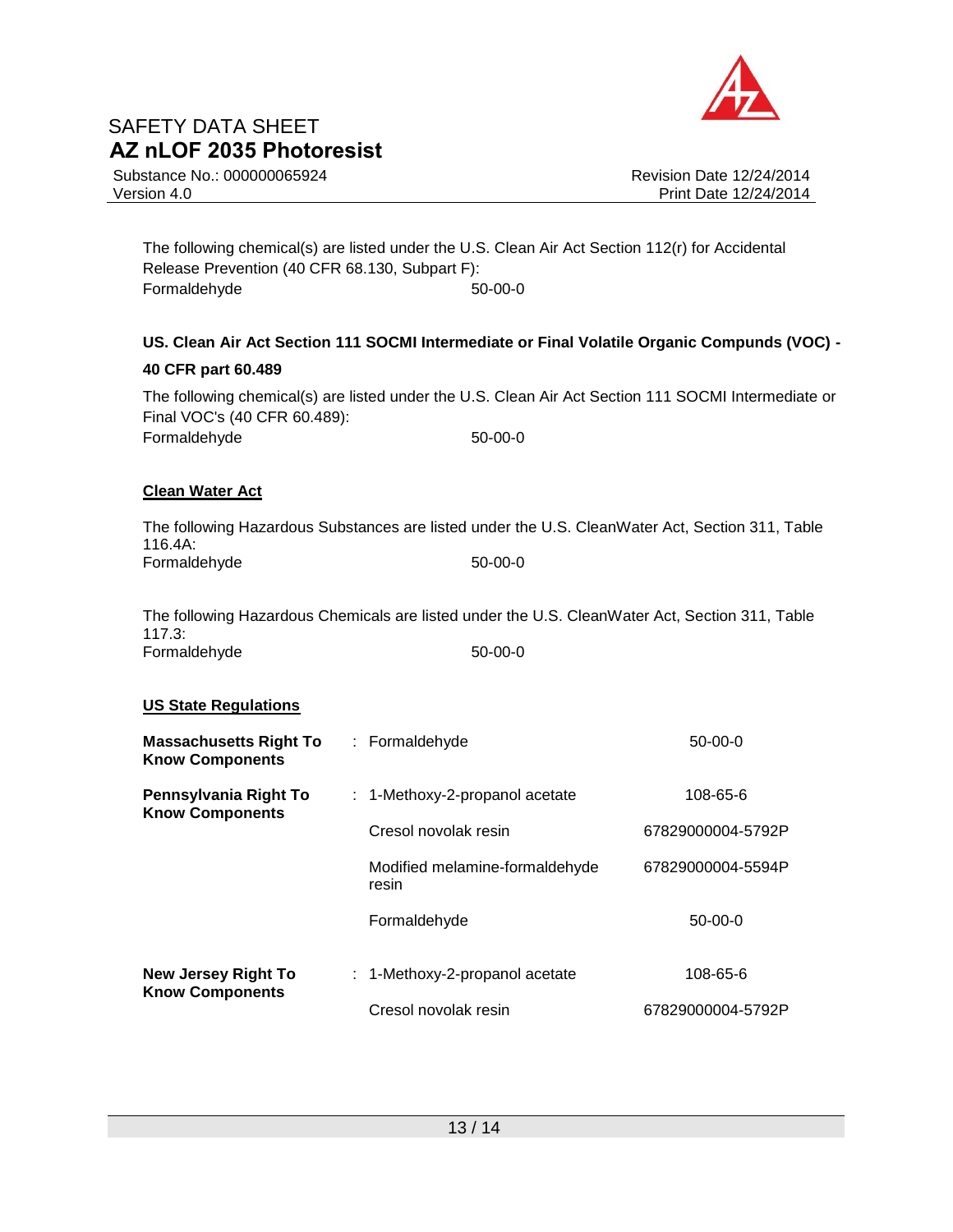The following chemical(s) are listed under the U.S. Clean Air Act Section 112(r) for Accidental Release Prevention (40 CFR 68.130, Subpart F):

| | |
|---|---|
| Formaldehyde | 50-00-0 |

**US. Clean Air Act Section 111 SOCMI Intermediate or Final Volatile Organic Compunds (VOC) - 40 CFR part 60.489**

The following chemical(s) are listed under the U.S. Clean Air Act Section 111 SOCMI Intermediate or Final VOC's (40 CFR 60.489):

| | |
|---|---|
| Formaldehyde | 50-00-0 |

**Clean Water Act**

The following Hazardous Substances are listed under the U.S. CleanWater Act, Section 311, Table 116.4A:

| | |
|---|---|
| Formaldehyde | 50-00-0 |

The following Hazardous Chemicals are listed under the U.S. CleanWater Act, Section 311, Table 117.3:

| | |
|---|---|
| Formaldehyde | 50-00-0 |

**US State Regulations**

| | | |
|---|---|---|
| **Massachusetts Right To Know Components** | : Formaldehyde | 50-00-0 |
| **Pennsylvania Right To Know Components** | : 1-Methoxy-2-propanol acetate | 108-65-6 |
| | Cresol novolak resin | 67829000004-5792P |
| | Modified melamine-formaldehyde resin | 67829000004-5594P |
| | Formaldehyde | 50-00-0 |
| **New Jersey Right To Know Components** | : 1-Methoxy-2-propanol acetate | 108-65-6 |
| | Cresol novolak resin | 67829000004-5792P |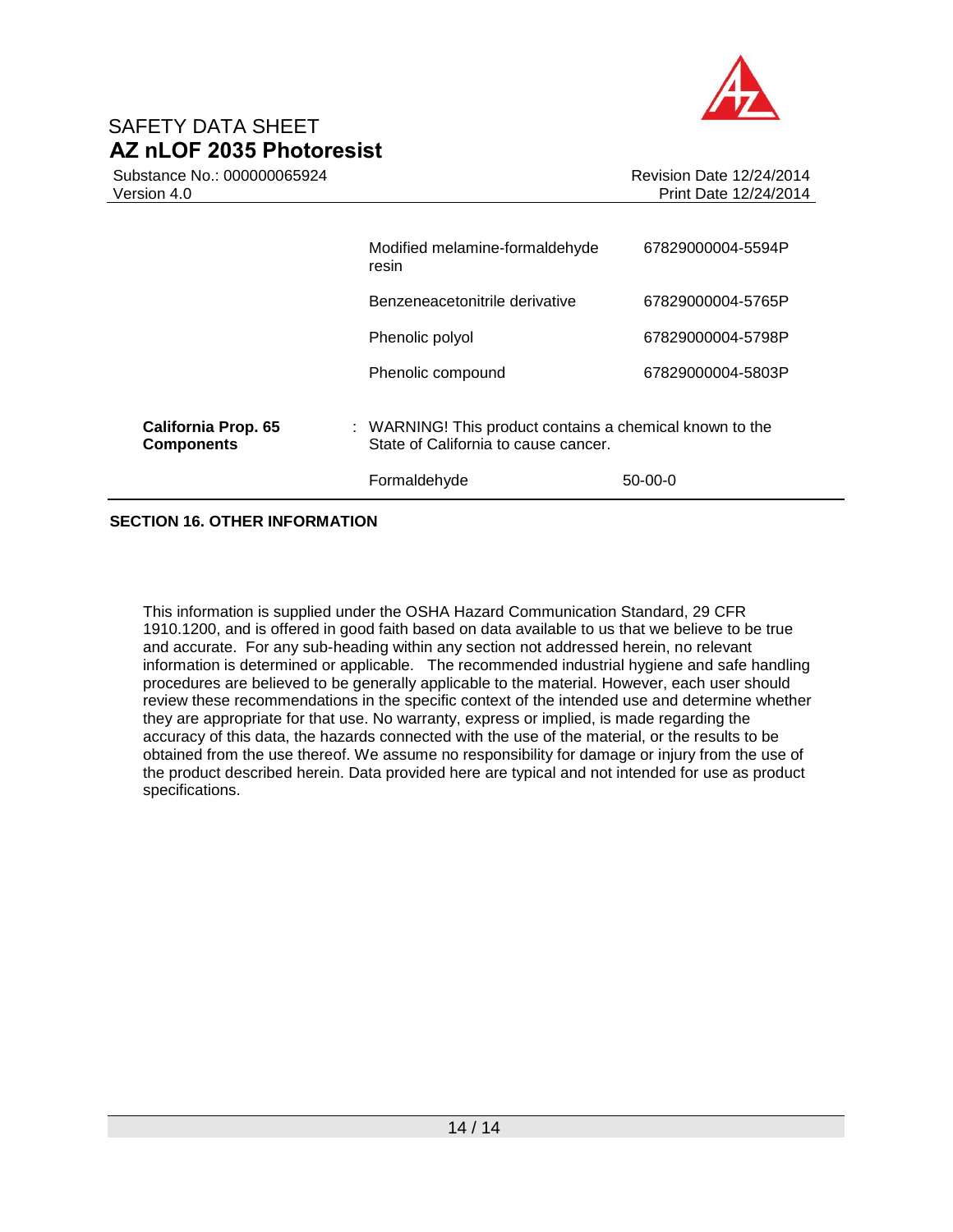| | | |
|---|---|---|
| | Modified melamine-formaldehyde resin | 67829000004-5594P |
| | Benzeneacetonitrile derivative | 67829000004-5765P |
| | Phenolic polyol | 67829000004-5798P |
| | Phenolic compound | 67829000004-5803P |
| **California Prop. 65 Components** | : WARNING! This product contains a chemical known to the State of California to cause cancer. | |
| | Formaldehyde | 50-00-0 |

## SECTION 16. OTHER INFORMATION

This information is supplied under the OSHA Hazard Communication Standard, 29 CFR 1910.1200, and is offered in good faith based on data available to us that we believe to be true and accurate. For any sub-heading within any section not addressed herein, no relevant information is determined or applicable. The recommended industrial hygiene and safe handling procedures are believed to be generally applicable to the material. However, each user should review these recommendations in the specific context of the intended use and determine whether they are appropriate for that use. No warranty, express or implied, is made regarding the accuracy of this data, the hazards connected with the use of the material, or the results to be obtained from the use thereof. We assume no responsibility for damage or injury from the use of the product described herein. Data provided here are typical and not intended for use as product specifications.